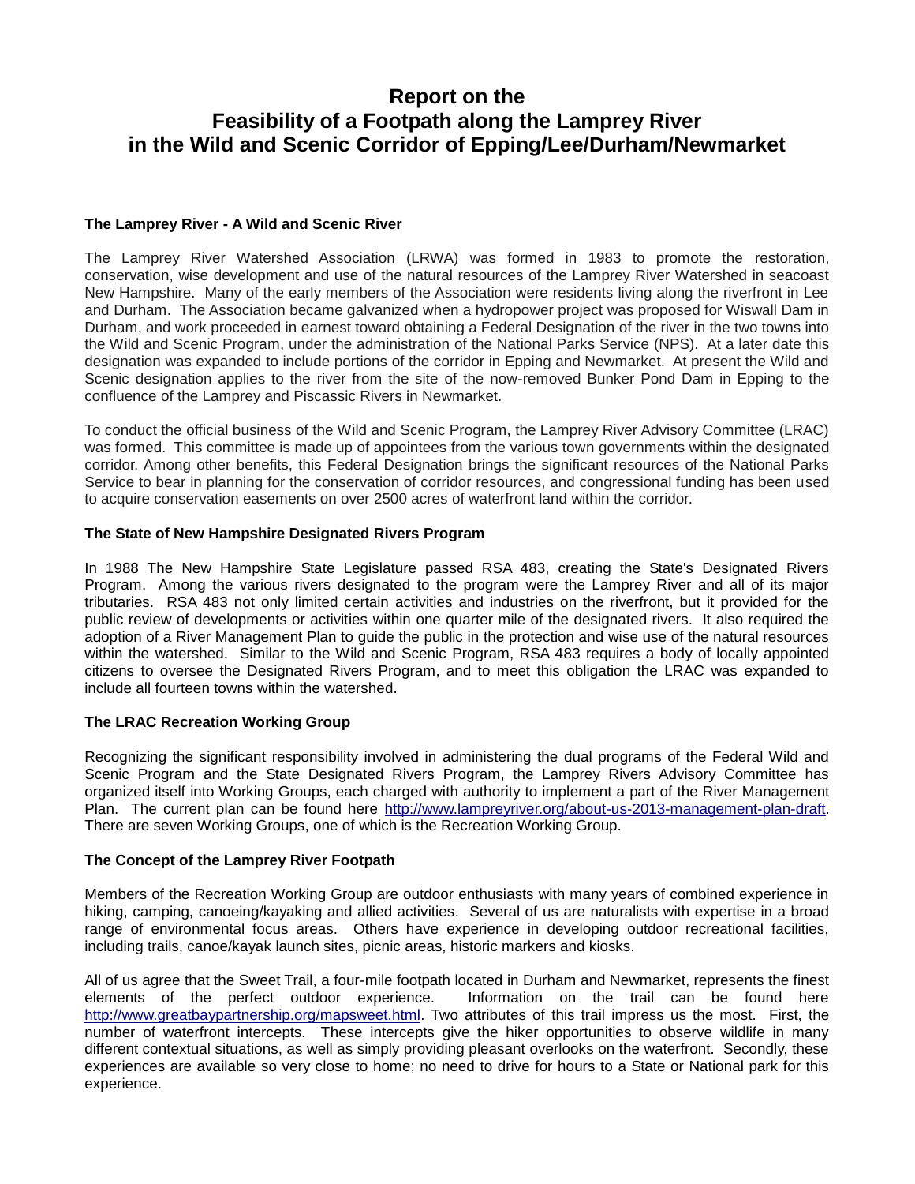# Report on the Feasibility of a Footpath along the Lamprey River in the Wild and Scenic Corridor of Epping/Lee/Durham/Newmarket

### The Lamprey River - A Wild and Scenic River

The Lamprey River Watershed Association (LRWA) was formed in 1983 to promote the restoration, conservation, wise development and use of the natural resources of the Lamprey River Watershed in seacoast New Hampshire. Many of the early members of the Association were residents living along the riverfront in Lee and Durham. The Association became galvanized when a hydropower project was proposed for Wiswall Dam in Durham, and work proceeded in earnest toward obtaining a Federal Designation of the river in the two towns into the Wild and Scenic Program, under the administration of the National Parks Service (NPS). At a later date this designation was expanded to include portions of the corridor in Epping and Newmarket. At present the Wild and Scenic designation applies to the river from the site of the now-removed Bunker Pond Dam in Epping to the confluence of the Lamprey and Piscassic Rivers in Newmarket.

To conduct the official business of the Wild and Scenic Program, the Lamprey River Advisory Committee (LRAC) was formed. This committee is made up of appointees from the various town governments within the designated corridor. Among other benefits, this Federal Designation brings the significant resources of the National Parks Service to bear in planning for the conservation of corridor resources, and congressional funding has been used to acquire conservation easements on over 2500 acres of waterfront land within the corridor.

### The State of New Hampshire Designated Rivers Program

In 1988 The New Hampshire State Legislature passed RSA 483, creating the State's Designated Rivers Program. Among the various rivers designated to the program were the Lamprey River and all of its major tributaries. RSA 483 not only limited certain activities and industries on the riverfront, but it provided for the public review of developments or activities within one quarter mile of the designated rivers. It also required the adoption of a River Management Plan to guide the public in the protection and wise use of the natural resources within the watershed. Similar to the Wild and Scenic Program, RSA 483 requires a body of locally appointed citizens to oversee the Designated Rivers Program, and to meet this obligation the LRAC was expanded to include all fourteen towns within the watershed.

### The LRAC Recreation Working Group

Recognizing the significant responsibility involved in administering the dual programs of the Federal Wild and Scenic Program and the State Designated Rivers Program, the Lamprey Rivers Advisory Committee has organized itself into Working Groups, each charged with authority to implement a part of the River Management Plan. The current plan can be found here http://www.lampreyriver.org/about-us-2013-management-plan-draft. There are seven Working Groups, one of which is the Recreation Working Group.

### The Concept of the Lamprey River Footpath

Members of the Recreation Working Group are outdoor enthusiasts with many years of combined experience in hiking, camping, canoeing/kayaking and allied activities. Several of us are naturalists with expertise in a broad range of environmental focus areas. Others have experience in developing outdoor recreational facilities, including trails, canoe/kayak launch sites, picnic areas, historic markers and kiosks.

All of us agree that the Sweet Trail, a four-mile footpath located in Durham and Newmarket, represents the finest elements of the perfect outdoor experience. Information on the trail can be found here http://www.greatbaypartnership.org/mapsweet.html. Two attributes of this trail impress us the most. First, the number of waterfront intercepts. These intercepts give the hiker opportunities to observe wildlife in many different contextual situations, as well as simply providing pleasant overlooks on the waterfront. Secondly, these experiences are available so very close to home; no need to drive for hours to a State or National park for this experience.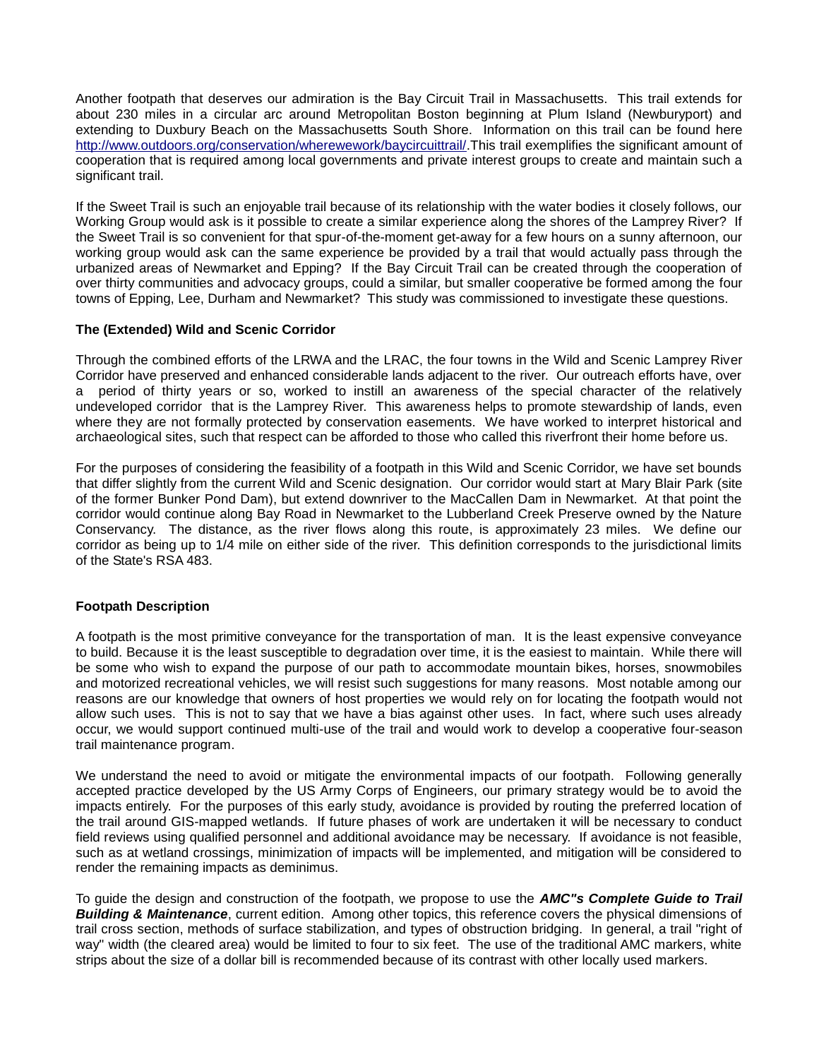Another footpath that deserves our admiration is the Bay Circuit Trail in Massachusetts. This trail extends for about 230 miles in a circular arc around Metropolitan Boston beginning at Plum Island (Newburyport) and extending to Duxbury Beach on the Massachusetts South Shore. Information on this trail can be found here [http://www.outdoors.org/conservation/wherewework/baycircuittrail/](http://www.outdoors.org/conservation/wherewework/baycircuittrail/).This trail exemplifies the significant amount of cooperation that is required among local governments and private interest groups to create and maintain such a significant trail.

If the Sweet Trail is such an enjoyable trail because of its relationship with the water bodies it closely follows, our Working Group would ask is it possible to create a similar experience along the shores of the Lamprey River? If the Sweet Trail is so convenient for that spur-of-the-moment get-away for a few hours on a sunny afternoon, our working group would ask can the same experience be provided by a trail that would actually pass through the urbanized areas of Newmarket and Epping? If the Bay Circuit Trail can be created through the cooperation of over thirty communities and advocacy groups, could a similar, but smaller cooperative be formed among the four towns of Epping, Lee, Durham and Newmarket? This study was commissioned to investigate these questions.

**The (Extended) Wild and Scenic Corridor**

Through the combined efforts of the LRWA and the LRAC, the four towns in the Wild and Scenic Lamprey River Corridor have preserved and enhanced considerable lands adjacent to the river. Our outreach efforts have, over a period of thirty years or so, worked to instill an awareness of the special character of the relatively undeveloped corridor that is the Lamprey River. This awareness helps to promote stewardship of lands, even where they are not formally protected by conservation easements. We have worked to interpret historical and archaeological sites, such that respect can be afforded to those who called this riverfront their home before us.

For the purposes of considering the feasibility of a footpath in this Wild and Scenic Corridor, we have set bounds that differ slightly from the current Wild and Scenic designation. Our corridor would start at Mary Blair Park (site of the former Bunker Pond Dam), but extend downriver to the MacCallen Dam in Newmarket. At that point the corridor would continue along Bay Road in Newmarket to the Lubberland Creek Preserve owned by the Nature Conservancy. The distance, as the river flows along this route, is approximately 23 miles. We define our corridor as being up to 1/4 mile on either side of the river. This definition corresponds to the jurisdictional limits of the State's RSA 483.

**Footpath Description**

A footpath is the most primitive conveyance for the transportation of man. It is the least expensive conveyance to build. Because it is the least susceptible to degradation over time, it is the easiest to maintain. While there will be some who wish to expand the purpose of our path to accommodate mountain bikes, horses, snowmobiles and motorized recreational vehicles, we will resist such suggestions for many reasons. Most notable among our reasons are our knowledge that owners of host properties we would rely on for locating the footpath would not allow such uses. This is not to say that we have a bias against other uses. In fact, where such uses already occur, we would support continued multi-use of the trail and would work to develop a cooperative four-season trail maintenance program.

We understand the need to avoid or mitigate the environmental impacts of our footpath. Following generally accepted practice developed by the US Army Corps of Engineers, our primary strategy would be to avoid the impacts entirely. For the purposes of this early study, avoidance is provided by routing the preferred location of the trail around GIS-mapped wetlands. If future phases of work are undertaken it will be necessary to conduct field reviews using qualified personnel and additional avoidance may be necessary. If avoidance is not feasible, such as at wetland crossings, minimization of impacts will be implemented, and mitigation will be considered to render the remaining impacts as deminimus.

To guide the design and construction of the footpath, we propose to use the ***AMC"s Complete Guide to Trail Building & Maintenance***, current edition. Among other topics, this reference covers the physical dimensions of trail cross section, methods of surface stabilization, and types of obstruction bridging. In general, a trail "right of way" width (the cleared area) would be limited to four to six feet. The use of the traditional AMC markers, white strips about the size of a dollar bill is recommended because of its contrast with other locally used markers.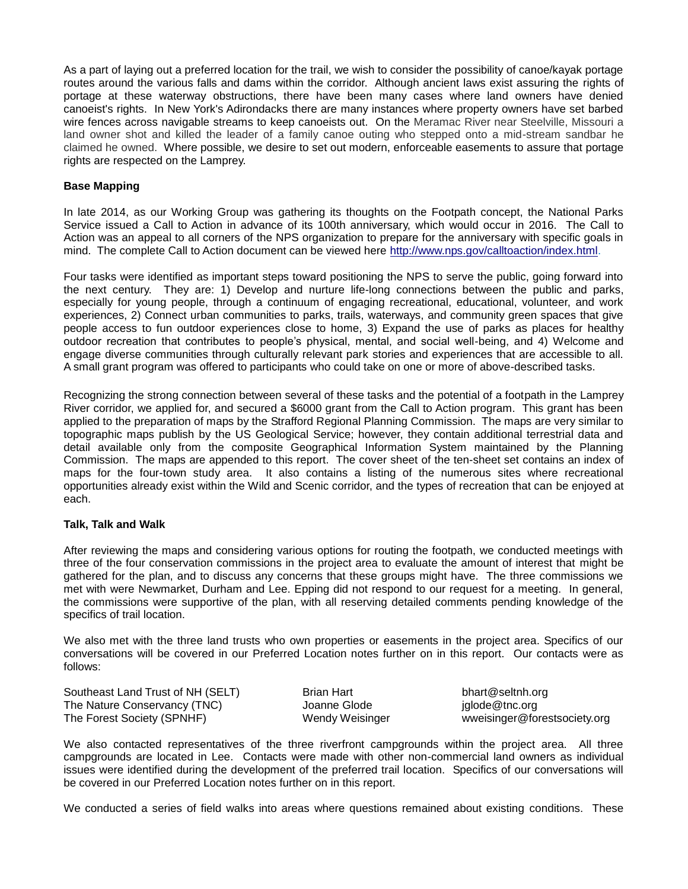As a part of laying out a preferred location for the trail, we wish to consider the possibility of canoe/kayak portage routes around the various falls and dams within the corridor. Although ancient laws exist assuring the rights of portage at these waterway obstructions, there have been many cases where land owners have denied canoeist's rights. In New York's Adirondacks there are many instances where property owners have set barbed wire fences across navigable streams to keep canoeists out. On the Meramac River near Steelville, Missouri a land owner shot and killed the leader of a family canoe outing who stepped onto a mid-stream sandbar he claimed he owned. Where possible, we desire to set out modern, enforceable easements to assure that portage rights are respected on the Lamprey.

**Base Mapping**

In late 2014, as our Working Group was gathering its thoughts on the Footpath concept, the National Parks Service issued a Call to Action in advance of its 100th anniversary, which would occur in 2016. The Call to Action was an appeal to all corners of the NPS organization to prepare for the anniversary with specific goals in mind. The complete Call to Action document can be viewed here http://www.nps.gov/calltoaction/index.html.

Four tasks were identified as important steps toward positioning the NPS to serve the public, going forward into the next century. They are: 1) Develop and nurture life-long connections between the public and parks, especially for young people, through a continuum of engaging recreational, educational, volunteer, and work experiences, 2) Connect urban communities to parks, trails, waterways, and community green spaces that give people access to fun outdoor experiences close to home, 3) Expand the use of parks as places for healthy outdoor recreation that contributes to people's physical, mental, and social well-being, and 4) Welcome and engage diverse communities through culturally relevant park stories and experiences that are accessible to all. A small grant program was offered to participants who could take on one or more of above-described tasks.

Recognizing the strong connection between several of these tasks and the potential of a footpath in the Lamprey River corridor, we applied for, and secured a $6000 grant from the Call to Action program. This grant has been applied to the preparation of maps by the Strafford Regional Planning Commission. The maps are very similar to topographic maps publish by the US Geological Service; however, they contain additional terrestrial data and detail available only from the composite Geographical Information System maintained by the Planning Commission. The maps are appended to this report. The cover sheet of the ten-sheet set contains an index of maps for the four-town study area. It also contains a listing of the numerous sites where recreational opportunities already exist within the Wild and Scenic corridor, and the types of recreation that can be enjoyed at each.

**Talk, Talk and Walk**

After reviewing the maps and considering various options for routing the footpath, we conducted meetings with three of the four conservation commissions in the project area to evaluate the amount of interest that might be gathered for the plan, and to discuss any concerns that these groups might have. The three commissions we met with were Newmarket, Durham and Lee. Epping did not respond to our request for a meeting. In general, the commissions were supportive of the plan, with all reserving detailed comments pending knowledge of the specifics of trail location.

We also met with the three land trusts who own properties or easements in the project area. Specifics of our conversations will be covered in our Preferred Location notes further on in this report. Our contacts were as follows:

| | | |
|---|---|---|
| Southeast Land Trust of NH (SELT) | Brian Hart | bhart@seltnh.org |
| The Nature Conservancy (TNC) | Joanne Glode | jglode@tnc.org |
| The Forest Society (SPNHF) | Wendy Weisinger | wweisinger@forestsociety.org |

We also contacted representatives of the three riverfront campgrounds within the project area. All three campgrounds are located in Lee. Contacts were made with other non-commercial land owners as individual issues were identified during the development of the preferred trail location. Specifics of our conversations will be covered in our Preferred Location notes further on in this report.

We conducted a series of field walks into areas where questions remained about existing conditions. These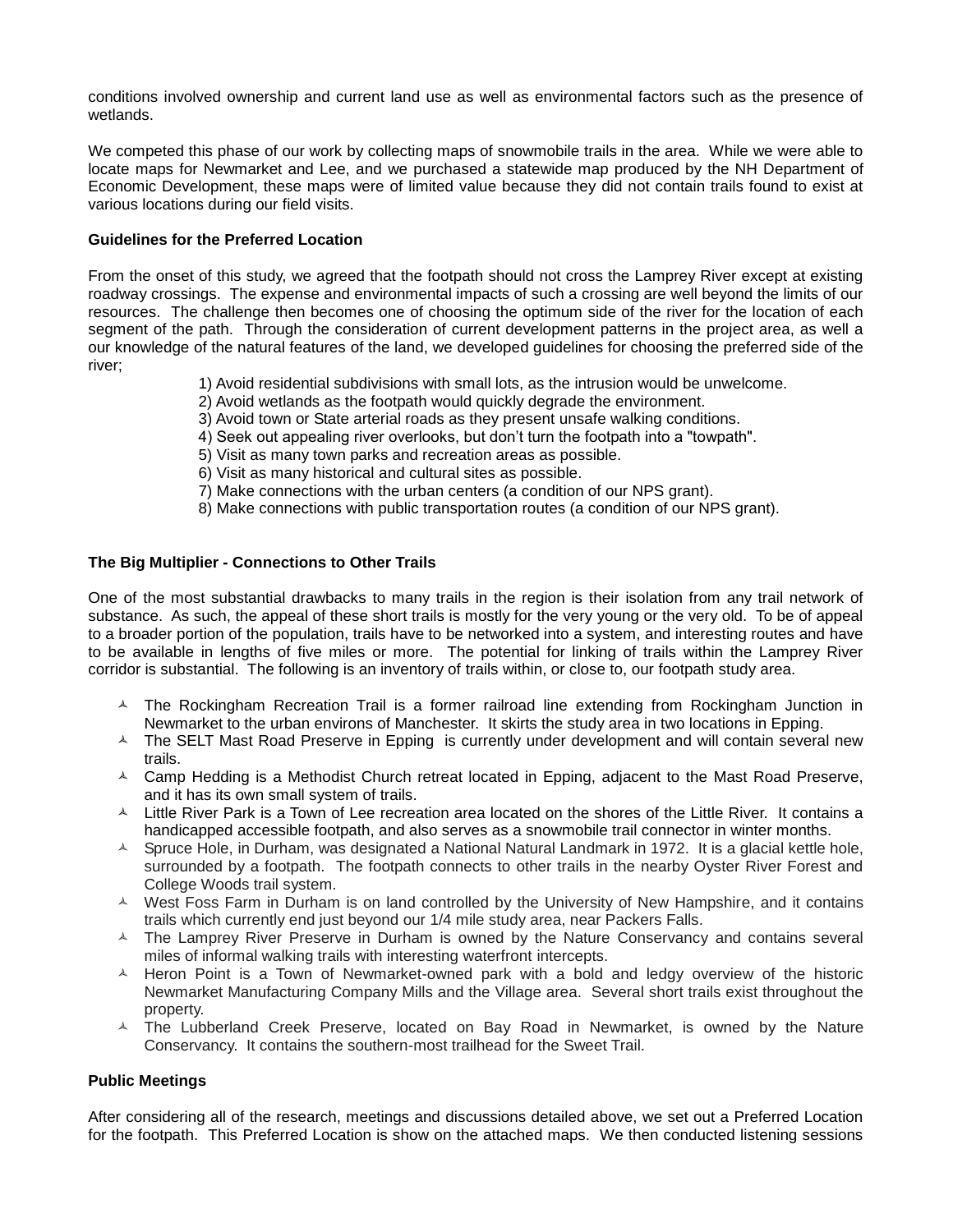conditions involved ownership and current land use as well as environmental factors such as the presence of wetlands.

We competed this phase of our work by collecting maps of snowmobile trails in the area. While we were able to locate maps for Newmarket and Lee, and we purchased a statewide map produced by the NH Department of Economic Development, these maps were of limited value because they did not contain trails found to exist at various locations during our field visits.

**Guidelines for the Preferred Location**

From the onset of this study, we agreed that the footpath should not cross the Lamprey River except at existing roadway crossings. The expense and environmental impacts of such a crossing are well beyond the limits of our resources. The challenge then becomes one of choosing the optimum side of the river for the location of each segment of the path. Through the consideration of current development patterns in the project area, as well a our knowledge of the natural features of the land, we developed guidelines for choosing the preferred side of the river;

1) Avoid residential subdivisions with small lots, as the intrusion would be unwelcome.
2) Avoid wetlands as the footpath would quickly degrade the environment.
3) Avoid town or State arterial roads as they present unsafe walking conditions.
4) Seek out appealing river overlooks, but don't turn the footpath into a "towpath".
5) Visit as many town parks and recreation areas as possible.
6) Visit as many historical and cultural sites as possible.
7) Make connections with the urban centers (a condition of our NPS grant).
8) Make connections with public transportation routes (a condition of our NPS grant).

**The Big Multiplier - Connections to Other Trails**

One of the most substantial drawbacks to many trails in the region is their isolation from any trail network of substance. As such, the appeal of these short trails is mostly for the very young or the very old. To be of appeal to a broader portion of the population, trails have to be networked into a system, and interesting routes and have to be available in lengths of five miles or more. The potential for linking of trails within the Lamprey River corridor is substantial. The following is an inventory of trails within, or close to, our footpath study area.

- The Rockingham Recreation Trail is a former railroad line extending from Rockingham Junction in Newmarket to the urban environs of Manchester. It skirts the study area in two locations in Epping.
- The SELT Mast Road Preserve in Epping is currently under development and will contain several new trails.
- Camp Hedding is a Methodist Church retreat located in Epping, adjacent to the Mast Road Preserve, and it has its own small system of trails.
- Little River Park is a Town of Lee recreation area located on the shores of the Little River. It contains a handicapped accessible footpath, and also serves as a snowmobile trail connector in winter months.
- Spruce Hole, in Durham, was designated a National Natural Landmark in 1972. It is a glacial kettle hole, surrounded by a footpath. The footpath connects to other trails in the nearby Oyster River Forest and College Woods trail system.
- West Foss Farm in Durham is on land controlled by the University of New Hampshire, and it contains trails which currently end just beyond our 1/4 mile study area, near Packers Falls.
- The Lamprey River Preserve in Durham is owned by the Nature Conservancy and contains several miles of informal walking trails with interesting waterfront intercepts.
- Heron Point is a Town of Newmarket-owned park with a bold and ledgy overview of the historic Newmarket Manufacturing Company Mills and the Village area. Several short trails exist throughout the property.
- The Lubberland Creek Preserve, located on Bay Road in Newmarket, is owned by the Nature Conservancy. It contains the southern-most trailhead for the Sweet Trail.

**Public Meetings**

After considering all of the research, meetings and discussions detailed above, we set out a Preferred Location for the footpath. This Preferred Location is show on the attached maps. We then conducted listening sessions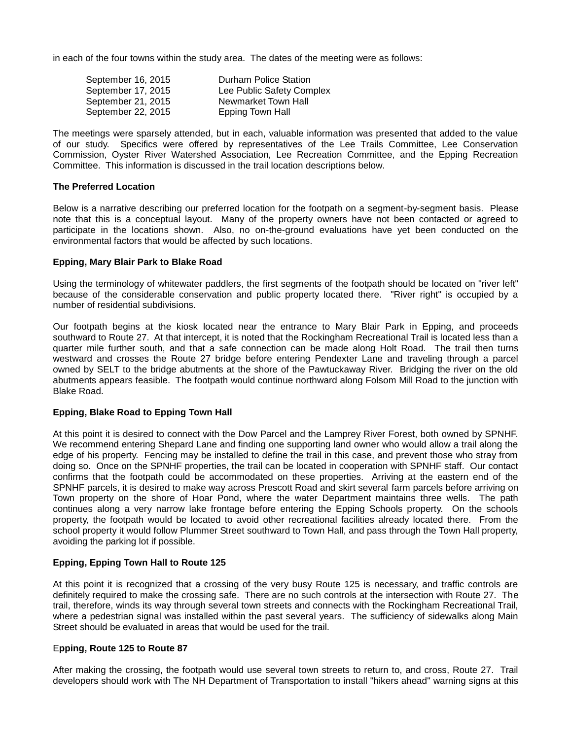in each of the four towns within the study area. The dates of the meeting were as follows:

| | |
|---|---|
| September 16, 2015 | Durham Police Station |
| September 17, 2015 | Lee Public Safety Complex |
| September 21, 2015 | Newmarket Town Hall |
| September 22, 2015 | Epping Town Hall |

The meetings were sparsely attended, but in each, valuable information was presented that added to the value of our study. Specifics were offered by representatives of the Lee Trails Committee, Lee Conservation Commission, Oyster River Watershed Association, Lee Recreation Committee, and the Epping Recreation Committee. This information is discussed in the trail location descriptions below.

**The Preferred Location**

Below is a narrative describing our preferred location for the footpath on a segment-by-segment basis. Please note that this is a conceptual layout. Many of the property owners have not been contacted or agreed to participate in the locations shown. Also, no on-the-ground evaluations have yet been conducted on the environmental factors that would be affected by such locations.

**Epping, Mary Blair Park to Blake Road**

Using the terminology of whitewater paddlers, the first segments of the footpath should be located on "river left" because of the considerable conservation and public property located there. "River right" is occupied by a number of residential subdivisions.

Our footpath begins at the kiosk located near the entrance to Mary Blair Park in Epping, and proceeds southward to Route 27. At that intercept, it is noted that the Rockingham Recreational Trail is located less than a quarter mile further south, and that a safe connection can be made along Holt Road. The trail then turns westward and crosses the Route 27 bridge before entering Pendexter Lane and traveling through a parcel owned by SELT to the bridge abutments at the shore of the Pawtuckaway River. Bridging the river on the old abutments appears feasible. The footpath would continue northward along Folsom Mill Road to the junction with Blake Road.

**Epping, Blake Road to Epping Town Hall**

At this point it is desired to connect with the Dow Parcel and the Lamprey River Forest, both owned by SPNHF. We recommend entering Shepard Lane and finding one supporting land owner who would allow a trail along the edge of his property. Fencing may be installed to define the trail in this case, and prevent those who stray from doing so. Once on the SPNHF properties, the trail can be located in cooperation with SPNHF staff. Our contact confirms that the footpath could be accommodated on these properties. Arriving at the eastern end of the SPNHF parcels, it is desired to make way across Prescott Road and skirt several farm parcels before arriving on Town property on the shore of Hoar Pond, where the water Department maintains three wells. The path continues along a very narrow lake frontage before entering the Epping Schools property. On the schools property, the footpath would be located to avoid other recreational facilities already located there. From the school property it would follow Plummer Street southward to Town Hall, and pass through the Town Hall property, avoiding the parking lot if possible.

**Epping, Epping Town Hall to Route 125**

At this point it is recognized that a crossing of the very busy Route 125 is necessary, and traffic controls are definitely required to make the crossing safe. There are no such controls at the intersection with Route 27. The trail, therefore, winds its way through several town streets and connects with the Rockingham Recreational Trail, where a pedestrian signal was installed within the past several years. The sufficiency of sidewalks along Main Street should be evaluated in areas that would be used for the trail.

**Epping, Route 125 to Route 87**

After making the crossing, the footpath would use several town streets to return to, and cross, Route 27. Trail developers should work with The NH Department of Transportation to install "hikers ahead" warning signs at this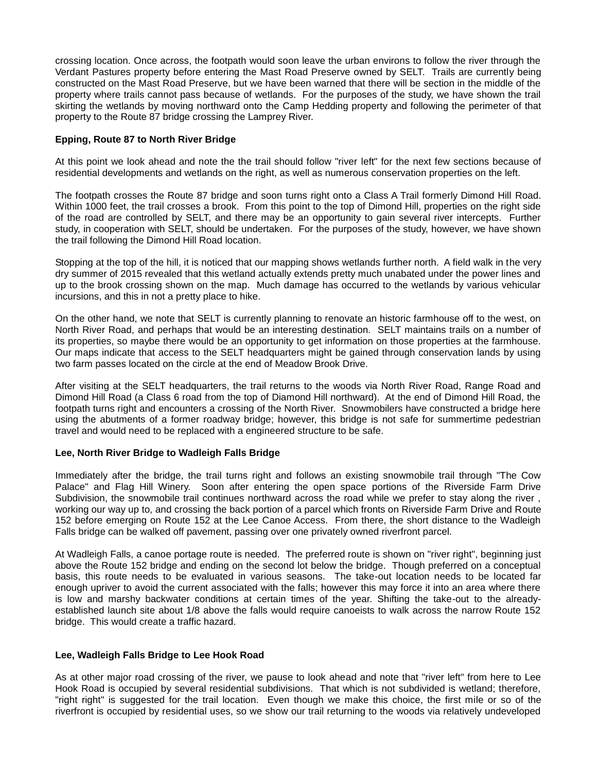crossing location. Once across, the footpath would soon leave the urban environs to follow the river through the Verdant Pastures property before entering the Mast Road Preserve owned by SELT. Trails are currently being constructed on the Mast Road Preserve, but we have been warned that there will be section in the middle of the property where trails cannot pass because of wetlands. For the purposes of the study, we have shown the trail skirting the wetlands by moving northward onto the Camp Hedding property and following the perimeter of that property to the Route 87 bridge crossing the Lamprey River.

**Epping, Route 87 to North River Bridge**

At this point we look ahead and note the the trail should follow "river left" for the next few sections because of residential developments and wetlands on the right, as well as numerous conservation properties on the left.

The footpath crosses the Route 87 bridge and soon turns right onto a Class A Trail formerly Dimond Hill Road. Within 1000 feet, the trail crosses a brook. From this point to the top of Dimond Hill, properties on the right side of the road are controlled by SELT, and there may be an opportunity to gain several river intercepts. Further study, in cooperation with SELT, should be undertaken. For the purposes of the study, however, we have shown the trail following the Dimond Hill Road location.

Stopping at the top of the hill, it is noticed that our mapping shows wetlands further north. A field walk in the very dry summer of 2015 revealed that this wetland actually extends pretty much unabated under the power lines and up to the brook crossing shown on the map. Much damage has occurred to the wetlands by various vehicular incursions, and this in not a pretty place to hike.

On the other hand, we note that SELT is currently planning to renovate an historic farmhouse off to the west, on North River Road, and perhaps that would be an interesting destination. SELT maintains trails on a number of its properties, so maybe there would be an opportunity to get information on those properties at the farmhouse. Our maps indicate that access to the SELT headquarters might be gained through conservation lands by using two farm passes located on the circle at the end of Meadow Brook Drive.

After visiting at the SELT headquarters, the trail returns to the woods via North River Road, Range Road and Dimond Hill Road (a Class 6 road from the top of Diamond Hill northward). At the end of Dimond Hill Road, the footpath turns right and encounters a crossing of the North River. Snowmobilers have constructed a bridge here using the abutments of a former roadway bridge; however, this bridge is not safe for summertime pedestrian travel and would need to be replaced with a engineered structure to be safe.

**Lee, North River Bridge to Wadleigh Falls Bridge**

Immediately after the bridge, the trail turns right and follows an existing snowmobile trail through "The Cow Palace" and Flag Hill Winery. Soon after entering the open space portions of the Riverside Farm Drive Subdivision, the snowmobile trail continues northward across the road while we prefer to stay along the river , working our way up to, and crossing the back portion of a parcel which fronts on Riverside Farm Drive and Route 152 before emerging on Route 152 at the Lee Canoe Access. From there, the short distance to the Wadleigh Falls bridge can be walked off pavement, passing over one privately owned riverfront parcel.

At Wadleigh Falls, a canoe portage route is needed. The preferred route is shown on "river right", beginning just above the Route 152 bridge and ending on the second lot below the bridge. Though preferred on a conceptual basis, this route needs to be evaluated in various seasons. The take-out location needs to be located far enough upriver to avoid the current associated with the falls; however this may force it into an area where there is low and marshy backwater conditions at certain times of the year. Shifting the take-out to the already-established launch site about 1/8 above the falls would require canoeists to walk across the narrow Route 152 bridge. This would create a traffic hazard.

**Lee, Wadleigh Falls Bridge to Lee Hook Road**

As at other major road crossing of the river, we pause to look ahead and note that "river left" from here to Lee Hook Road is occupied by several residential subdivisions. That which is not subdivided is wetland; therefore, "right right" is suggested for the trail location. Even though we make this choice, the first mile or so of the riverfront is occupied by residential uses, so we show our trail returning to the woods via relatively undeveloped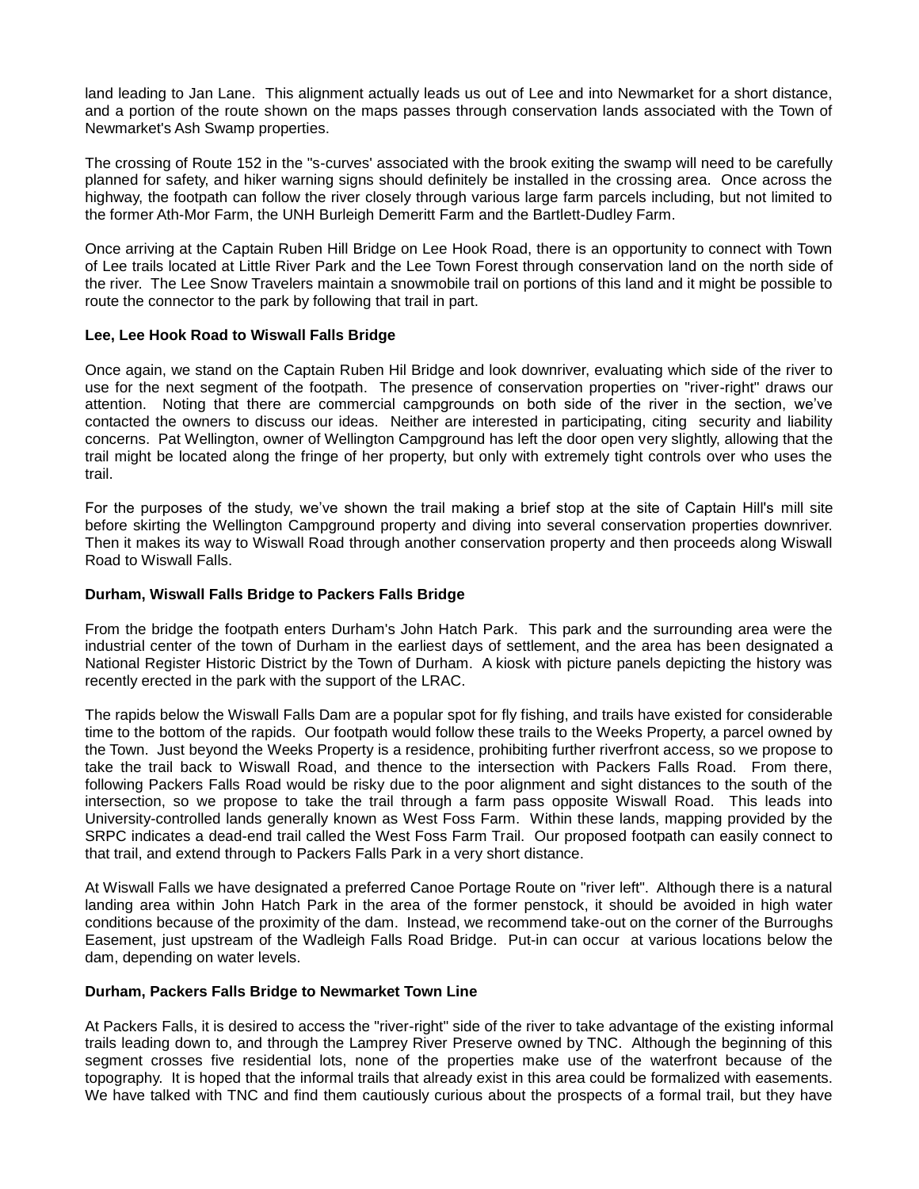land leading to Jan Lane. This alignment actually leads us out of Lee and into Newmarket for a short distance, and a portion of the route shown on the maps passes through conservation lands associated with the Town of Newmarket's Ash Swamp properties.

The crossing of Route 152 in the "s-curves' associated with the brook exiting the swamp will need to be carefully planned for safety, and hiker warning signs should definitely be installed in the crossing area. Once across the highway, the footpath can follow the river closely through various large farm parcels including, but not limited to the former Ath-Mor Farm, the UNH Burleigh Demeritt Farm and the Bartlett-Dudley Farm.

Once arriving at the Captain Ruben Hill Bridge on Lee Hook Road, there is an opportunity to connect with Town of Lee trails located at Little River Park and the Lee Town Forest through conservation land on the north side of the river. The Lee Snow Travelers maintain a snowmobile trail on portions of this land and it might be possible to route the connector to the park by following that trail in part.

**Lee, Lee Hook Road to Wiswall Falls Bridge**

Once again, we stand on the Captain Ruben Hil Bridge and look downriver, evaluating which side of the river to use for the next segment of the footpath. The presence of conservation properties on "river-right" draws our attention. Noting that there are commercial campgrounds on both side of the river in the section, we've contacted the owners to discuss our ideas. Neither are interested in participating, citing security and liability concerns. Pat Wellington, owner of Wellington Campground has left the door open very slightly, allowing that the trail might be located along the fringe of her property, but only with extremely tight controls over who uses the trail.

For the purposes of the study, we've shown the trail making a brief stop at the site of Captain Hill's mill site before skirting the Wellington Campground property and diving into several conservation properties downriver. Then it makes its way to Wiswall Road through another conservation property and then proceeds along Wiswall Road to Wiswall Falls.

**Durham, Wiswall Falls Bridge to Packers Falls Bridge**

From the bridge the footpath enters Durham's John Hatch Park. This park and the surrounding area were the industrial center of the town of Durham in the earliest days of settlement, and the area has been designated a National Register Historic District by the Town of Durham. A kiosk with picture panels depicting the history was recently erected in the park with the support of the LRAC.

The rapids below the Wiswall Falls Dam are a popular spot for fly fishing, and trails have existed for considerable time to the bottom of the rapids. Our footpath would follow these trails to the Weeks Property, a parcel owned by the Town. Just beyond the Weeks Property is a residence, prohibiting further riverfront access, so we propose to take the trail back to Wiswall Road, and thence to the intersection with Packers Falls Road. From there, following Packers Falls Road would be risky due to the poor alignment and sight distances to the south of the intersection, so we propose to take the trail through a farm pass opposite Wiswall Road. This leads into University-controlled lands generally known as West Foss Farm. Within these lands, mapping provided by the SRPC indicates a dead-end trail called the West Foss Farm Trail. Our proposed footpath can easily connect to that trail, and extend through to Packers Falls Park in a very short distance.

At Wiswall Falls we have designated a preferred Canoe Portage Route on "river left". Although there is a natural landing area within John Hatch Park in the area of the former penstock, it should be avoided in high water conditions because of the proximity of the dam. Instead, we recommend take-out on the corner of the Burroughs Easement, just upstream of the Wadleigh Falls Road Bridge. Put-in can occur at various locations below the dam, depending on water levels.

**Durham, Packers Falls Bridge to Newmarket Town Line**

At Packers Falls, it is desired to access the "river-right" side of the river to take advantage of the existing informal trails leading down to, and through the Lamprey River Preserve owned by TNC. Although the beginning of this segment crosses five residential lots, none of the properties make use of the waterfront because of the topography. It is hoped that the informal trails that already exist in this area could be formalized with easements. We have talked with TNC and find them cautiously curious about the prospects of a formal trail, but they have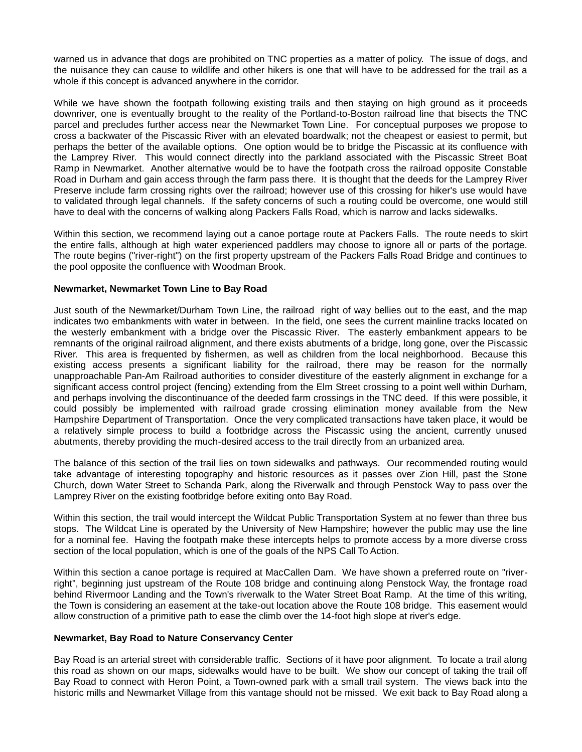warned us in advance that dogs are prohibited on TNC properties as a matter of policy. The issue of dogs, and the nuisance they can cause to wildlife and other hikers is one that will have to be addressed for the trail as a whole if this concept is advanced anywhere in the corridor.

While we have shown the footpath following existing trails and then staying on high ground as it proceeds downriver, one is eventually brought to the reality of the Portland-to-Boston railroad line that bisects the TNC parcel and precludes further access near the Newmarket Town Line. For conceptual purposes we propose to cross a backwater of the Piscassic River with an elevated boardwalk; not the cheapest or easiest to permit, but perhaps the better of the available options. One option would be to bridge the Piscassic at its confluence with the Lamprey River. This would connect directly into the parkland associated with the Piscassic Street Boat Ramp in Newmarket. Another alternative would be to have the footpath cross the railroad opposite Constable Road in Durham and gain access through the farm pass there. It is thought that the deeds for the Lamprey River Preserve include farm crossing rights over the railroad; however use of this crossing for hiker's use would have to validated through legal channels. If the safety concerns of such a routing could be overcome, one would still have to deal with the concerns of walking along Packers Falls Road, which is narrow and lacks sidewalks.

Within this section, we recommend laying out a canoe portage route at Packers Falls. The route needs to skirt the entire falls, although at high water experienced paddlers may choose to ignore all or parts of the portage. The route begins ("river-right") on the first property upstream of the Packers Falls Road Bridge and continues to the pool opposite the confluence with Woodman Brook.

**Newmarket, Newmarket Town Line to Bay Road**

Just south of the Newmarket/Durham Town Line, the railroad right of way bellies out to the east, and the map indicates two embankments with water in between. In the field, one sees the current mainline tracks located on the westerly embankment with a bridge over the Piscassic River. The easterly embankment appears to be remnants of the original railroad alignment, and there exists abutments of a bridge, long gone, over the Piscassic River. This area is frequented by fishermen, as well as children from the local neighborhood. Because this existing access presents a significant liability for the railroad, there may be reason for the normally unapproachable Pan-Am Railroad authorities to consider divestiture of the easterly alignment in exchange for a significant access control project (fencing) extending from the Elm Street crossing to a point well within Durham, and perhaps involving the discontinuance of the deeded farm crossings in the TNC deed. If this were possible, it could possibly be implemented with railroad grade crossing elimination money available from the New Hampshire Department of Transportation. Once the very complicated transactions have taken place, it would be a relatively simple process to build a footbridge across the Piscassic using the ancient, currently unused abutments, thereby providing the much-desired access to the trail directly from an urbanized area.

The balance of this section of the trail lies on town sidewalks and pathways. Our recommended routing would take advantage of interesting topography and historic resources as it passes over Zion Hill, past the Stone Church, down Water Street to Schanda Park, along the Riverwalk and through Penstock Way to pass over the Lamprey River on the existing footbridge before exiting onto Bay Road.

Within this section, the trail would intercept the Wildcat Public Transportation System at no fewer than three bus stops. The Wildcat Line is operated by the University of New Hampshire; however the public may use the line for a nominal fee. Having the footpath make these intercepts helps to promote access by a more diverse cross section of the local population, which is one of the goals of the NPS Call To Action.

Within this section a canoe portage is required at MacCallen Dam. We have shown a preferred route on "river-right", beginning just upstream of the Route 108 bridge and continuing along Penstock Way, the frontage road behind Rivermoor Landing and the Town's riverwalk to the Water Street Boat Ramp. At the time of this writing, the Town is considering an easement at the take-out location above the Route 108 bridge. This easement would allow construction of a primitive path to ease the climb over the 14-foot high slope at river's edge.

**Newmarket, Bay Road to Nature Conservancy Center**

Bay Road is an arterial street with considerable traffic. Sections of it have poor alignment. To locate a trail along this road as shown on our maps, sidewalks would have to be built. We show our concept of taking the trail off Bay Road to connect with Heron Point, a Town-owned park with a small trail system. The views back into the historic mills and Newmarket Village from this vantage should not be missed. We exit back to Bay Road along a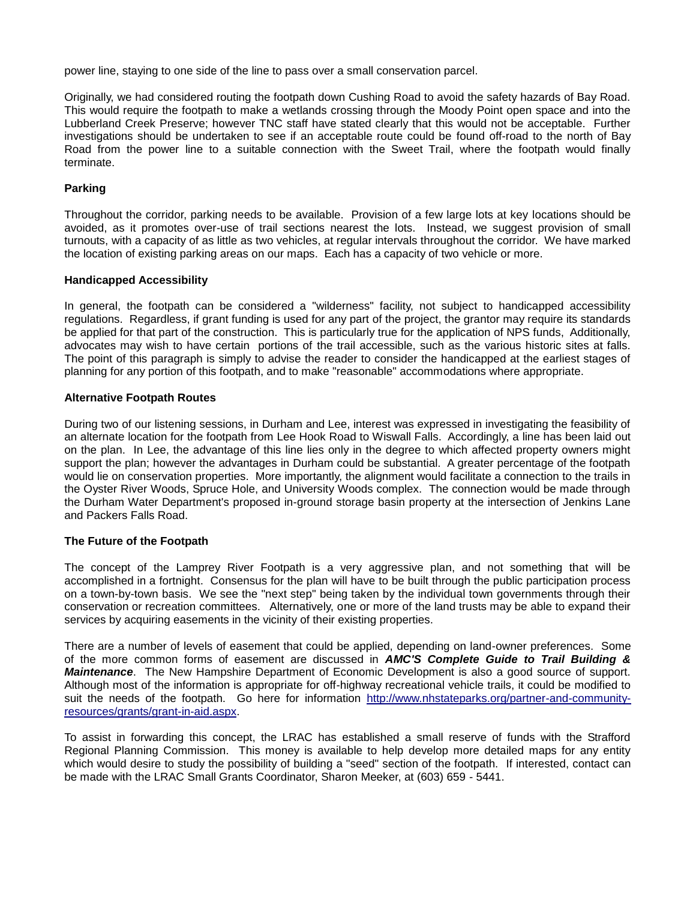power line, staying to one side of the line to pass over a small conservation parcel.

Originally, we had considered routing the footpath down Cushing Road to avoid the safety hazards of Bay Road. This would require the footpath to make a wetlands crossing through the Moody Point open space and into the Lubberland Creek Preserve; however TNC staff have stated clearly that this would not be acceptable. Further investigations should be undertaken to see if an acceptable route could be found off-road to the north of Bay Road from the power line to a suitable connection with the Sweet Trail, where the footpath would finally terminate.

**Parking**

Throughout the corridor, parking needs to be available. Provision of a few large lots at key locations should be avoided, as it promotes over-use of trail sections nearest the lots. Instead, we suggest provision of small turnouts, with a capacity of as little as two vehicles, at regular intervals throughout the corridor. We have marked the location of existing parking areas on our maps. Each has a capacity of two vehicle or more.

**Handicapped Accessibility**

In general, the footpath can be considered a "wilderness" facility, not subject to handicapped accessibility regulations. Regardless, if grant funding is used for any part of the project, the grantor may require its standards be applied for that part of the construction. This is particularly true for the application of NPS funds, Additionally, advocates may wish to have certain portions of the trail accessible, such as the various historic sites at falls. The point of this paragraph is simply to advise the reader to consider the handicapped at the earliest stages of planning for any portion of this footpath, and to make "reasonable" accommodations where appropriate.

**Alternative Footpath Routes**

During two of our listening sessions, in Durham and Lee, interest was expressed in investigating the feasibility of an alternate location for the footpath from Lee Hook Road to Wiswall Falls. Accordingly, a line has been laid out on the plan. In Lee, the advantage of this line lies only in the degree to which affected property owners might support the plan; however the advantages in Durham could be substantial. A greater percentage of the footpath would lie on conservation properties. More importantly, the alignment would facilitate a connection to the trails in the Oyster River Woods, Spruce Hole, and University Woods complex. The connection would be made through the Durham Water Department's proposed in-ground storage basin property at the intersection of Jenkins Lane and Packers Falls Road.

**The Future of the Footpath**

The concept of the Lamprey River Footpath is a very aggressive plan, and not something that will be accomplished in a fortnight. Consensus for the plan will have to be built through the public participation process on a town-by-town basis. We see the "next step" being taken by the individual town governments through their conservation or recreation committees. Alternatively, one or more of the land trusts may be able to expand their services by acquiring easements in the vicinity of their existing properties.

There are a number of levels of easement that could be applied, depending on land-owner preferences. Some of the more common forms of easement are discussed in ***AMC'S Complete Guide to Trail Building & Maintenance***. The New Hampshire Department of Economic Development is also a good source of support. Although most of the information is appropriate for off-highway recreational vehicle trails, it could be modified to suit the needs of the footpath. Go here for information http://www.nhstateparks.org/partner-and-community-resources/grants/grant-in-aid.aspx.

To assist in forwarding this concept, the LRAC has established a small reserve of funds with the Strafford Regional Planning Commission. This money is available to help develop more detailed maps for any entity which would desire to study the possibility of building a "seed" section of the footpath. If interested, contact can be made with the LRAC Small Grants Coordinator, Sharon Meeker, at (603) 659 - 5441.